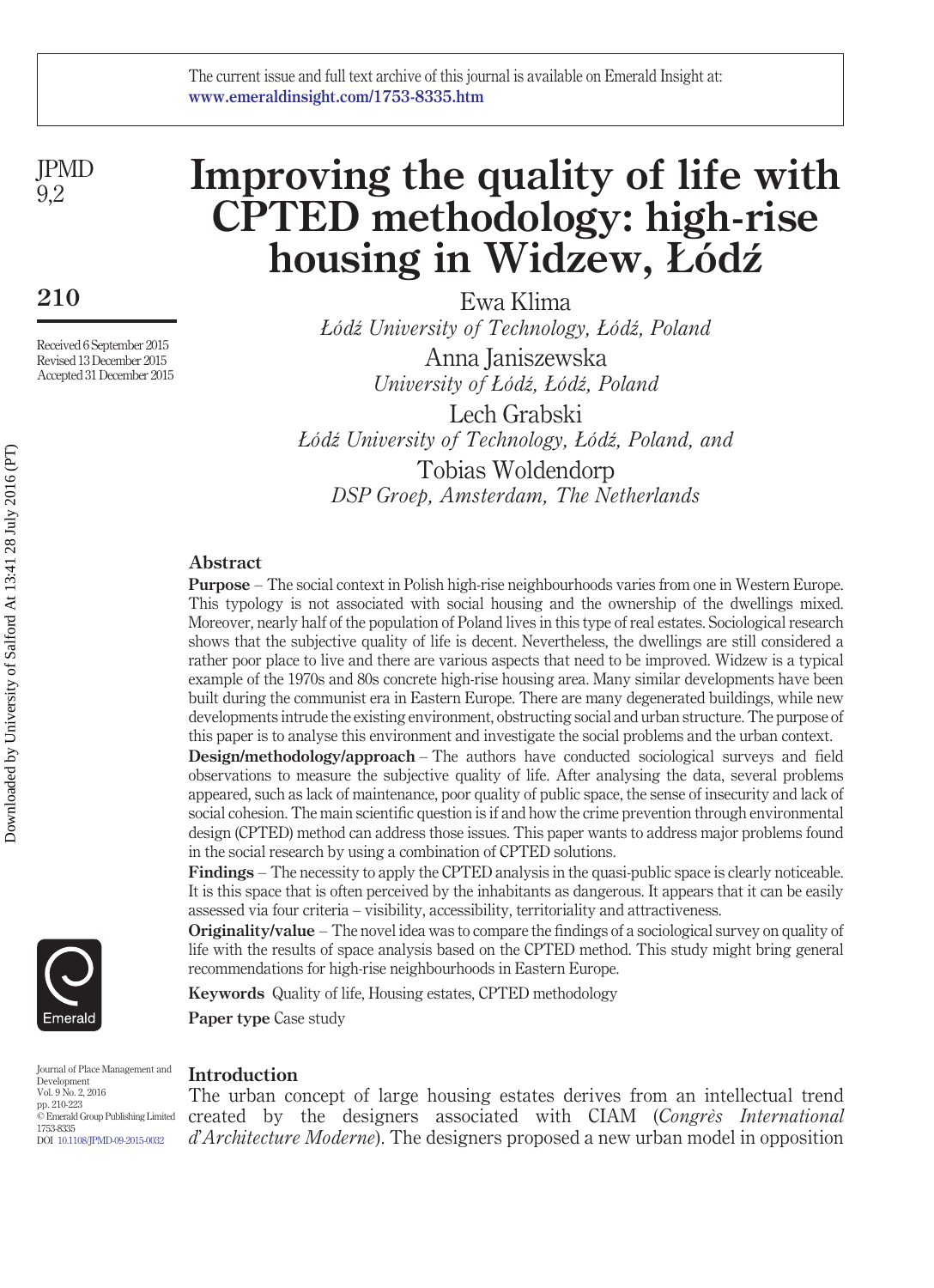# Improving the quality of life with CPTED methodology: high-rise housing in Widzew, Łódź

Ewa Klima
*Łódź University of Technology, Łódź, Poland*

Anna Janiszewska
*University of Łódź, Łódź, Poland*

Lech Grabski
*Łódź University of Technology, Łódź, Poland, and*

Tobias Woldendorp
*DSP Groep, Amsterdam, The Netherlands*

Received 6 September 2015
Revised 13 December 2015
Accepted 31 December 2015

## Abstract

**Purpose** – The social context in Polish high-rise neighbourhoods varies from one in Western Europe. This typology is not associated with social housing and the ownership of the dwellings mixed. Moreover, nearly half of the population of Poland lives in this type of real estates. Sociological research shows that the subjective quality of life is decent. Nevertheless, the dwellings are still considered a rather poor place to live and there are various aspects that need to be improved. Widzew is a typical example of the 1970s and 80s concrete high-rise housing area. Many similar developments have been built during the communist era in Eastern Europe. There are many degenerated buildings, while new developments intrude the existing environment, obstructing social and urban structure. The purpose of this paper is to analyse this environment and investigate the social problems and the urban context.

**Design/methodology/approach** – The authors have conducted sociological surveys and field observations to measure the subjective quality of life. After analysing the data, several problems appeared, such as lack of maintenance, poor quality of public space, the sense of insecurity and lack of social cohesion. The main scientific question is if and how the crime prevention through environmental design (CPTED) method can address those issues. This paper wants to address major problems found in the social research by using a combination of CPTED solutions.

**Findings** – The necessity to apply the CPTED analysis in the quasi-public space is clearly noticeable. It is this space that is often perceived by the inhabitants as dangerous. It appears that it can be easily assessed via four criteria – visibility, accessibility, territoriality and attractiveness.

**Originality/value** – The novel idea was to compare the findings of a sociological survey on quality of life with the results of space analysis based on the CPTED method. This study might bring general recommendations for high-rise neighbourhoods in Eastern Europe.

**Keywords** Quality of life, Housing estates, CPTED methodology

**Paper type** Case study

## Introduction

The urban concept of large housing estates derives from an intellectual trend created by the designers associated with CIAM (*Congrès International d'Architecture Moderne*). The designers proposed a new urban model in opposition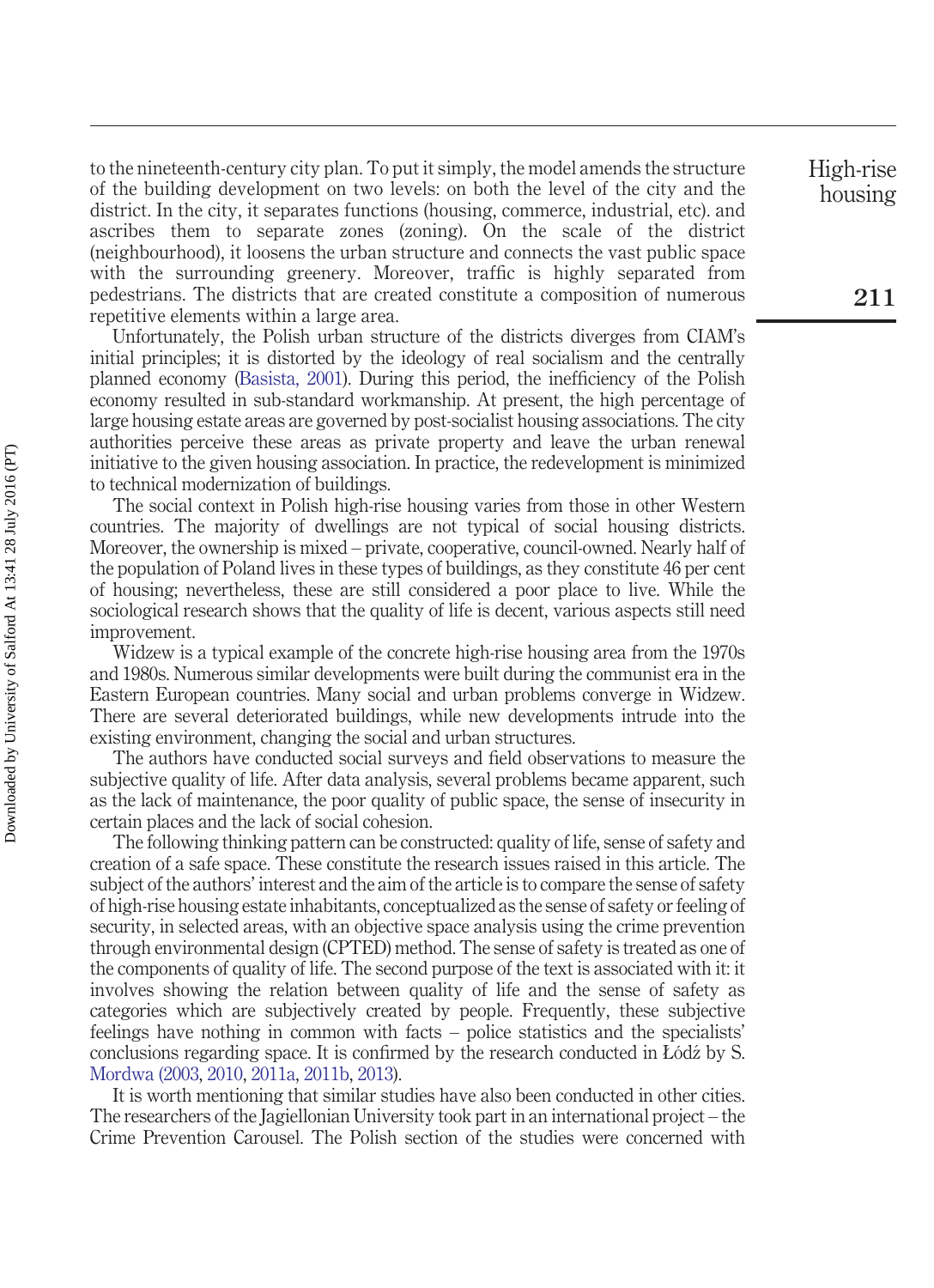to the nineteenth-century city plan. To put it simply, the model amends the structure of the building development on two levels: on both the level of the city and the district. In the city, it separates functions (housing, commerce, industrial, etc). and ascribes them to separate zones (zoning). On the scale of the district (neighbourhood), it loosens the urban structure and connects the vast public space with the surrounding greenery. Moreover, traffic is highly separated from pedestrians. The districts that are created constitute a composition of numerous repetitive elements within a large area.

Unfortunately, the Polish urban structure of the districts diverges from CIAM's initial principles; it is distorted by the ideology of real socialism and the centrally planned economy (Basista, 2001). During this period, the inefficiency of the Polish economy resulted in sub-standard workmanship. At present, the high percentage of large housing estate areas are governed by post-socialist housing associations. The city authorities perceive these areas as private property and leave the urban renewal initiative to the given housing association. In practice, the redevelopment is minimized to technical modernization of buildings.

The social context in Polish high-rise housing varies from those in other Western countries. The majority of dwellings are not typical of social housing districts. Moreover, the ownership is mixed – private, cooperative, council-owned. Nearly half of the population of Poland lives in these types of buildings, as they constitute 46 per cent of housing; nevertheless, these are still considered a poor place to live. While the sociological research shows that the quality of life is decent, various aspects still need improvement.

Widzew is a typical example of the concrete high-rise housing area from the 1970s and 1980s. Numerous similar developments were built during the communist era in the Eastern European countries. Many social and urban problems converge in Widzew. There are several deteriorated buildings, while new developments intrude into the existing environment, changing the social and urban structures.

The authors have conducted social surveys and field observations to measure the subjective quality of life. After data analysis, several problems became apparent, such as the lack of maintenance, the poor quality of public space, the sense of insecurity in certain places and the lack of social cohesion.

The following thinking pattern can be constructed: quality of life, sense of safety and creation of a safe space. These constitute the research issues raised in this article. The subject of the authors' interest and the aim of the article is to compare the sense of safety of high-rise housing estate inhabitants, conceptualized as the sense of safety or feeling of security, in selected areas, with an objective space analysis using the crime prevention through environmental design (CPTED) method. The sense of safety is treated as one of the components of quality of life. The second purpose of the text is associated with it: it involves showing the relation between quality of life and the sense of safety as categories which are subjectively created by people. Frequently, these subjective feelings have nothing in common with facts – police statistics and the specialists' conclusions regarding space. It is confirmed by the research conducted in Łódź by S. Mordwa (2003, 2010, 2011a, 2011b, 2013).

It is worth mentioning that similar studies have also been conducted in other cities. The researchers of the Jagiellonian University took part in an international project – the Crime Prevention Carousel. The Polish section of the studies were concerned with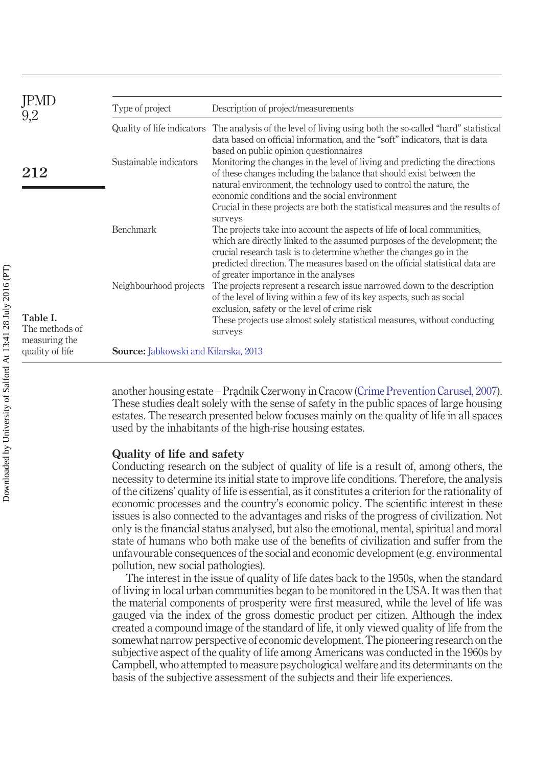**Table I.** The methods of measuring the quality of life

| Type of project | Description of project/measurements |
|---|---|
| Quality of life indicators | The analysis of the level of living using both the so-called "hard" statistical data based on official information, and the "soft" indicators, that is data based on public opinion questionnaires |
| Sustainable indicators | Monitoring the changes in the level of living and predicting the directions of these changes including the balance that should exist between the natural environment, the technology used to control the nature, the economic conditions and the social environment<br>Crucial in these projects are both the statistical measures and the results of surveys |
| Benchmark | The projects take into account the aspects of life of local communities, which are directly linked to the assumed purposes of the development; the crucial research task is to determine whether the changes go in the predicted direction. The measures based on the official statistical data are of greater importance in the analyses |
| Neighbourhood projects | The projects represent a research issue narrowed down to the description of the level of living within a few of its key aspects, such as social exclusion, safety or the level of crime risk<br>These projects use almost solely statistical measures, without conducting surveys |

**Source:** Jabkowski and Kilarska, 2013

another housing estate – Prądnik Czerwony in Cracow (Crime Prevention Carusel, 2007). These studies dealt solely with the sense of safety in the public spaces of large housing estates. The research presented below focuses mainly on the quality of life in all spaces used by the inhabitants of the high-rise housing estates.

## Quality of life and safety

Conducting research on the subject of quality of life is a result of, among others, the necessity to determine its initial state to improve life conditions. Therefore, the analysis of the citizens' quality of life is essential, as it constitutes a criterion for the rationality of economic processes and the country's economic policy. The scientific interest in these issues is also connected to the advantages and risks of the progress of civilization. Not only is the financial status analysed, but also the emotional, mental, spiritual and moral state of humans who both make use of the benefits of civilization and suffer from the unfavourable consequences of the social and economic development (e.g. environmental pollution, new social pathologies).

The interest in the issue of quality of life dates back to the 1950s, when the standard of living in local urban communities began to be monitored in the USA. It was then that the material components of prosperity were first measured, while the level of life was gauged via the index of the gross domestic product per citizen. Although the index created a compound image of the standard of life, it only viewed quality of life from the somewhat narrow perspective of economic development. The pioneering research on the subjective aspect of the quality of life among Americans was conducted in the 1960s by Campbell, who attempted to measure psychological welfare and its determinants on the basis of the subjective assessment of the subjects and their life experiences.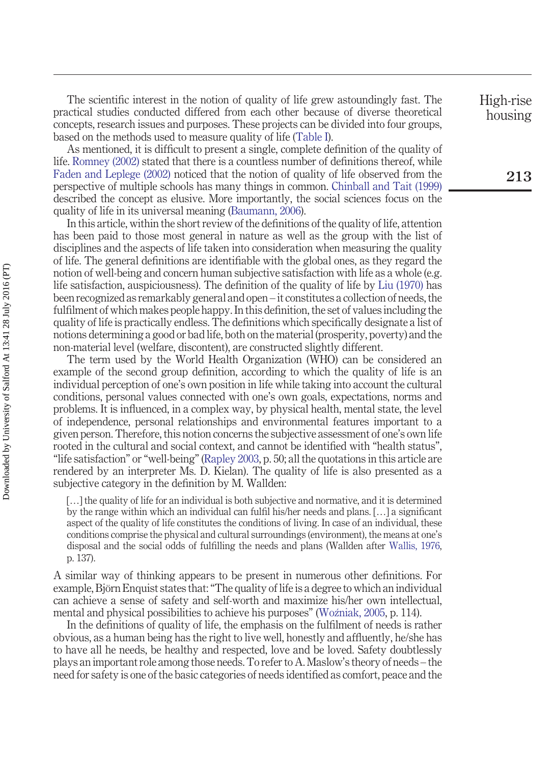The scientific interest in the notion of quality of life grew astoundingly fast. The practical studies conducted differed from each other because of diverse theoretical concepts, research issues and purposes. These projects can be divided into four groups, based on the methods used to measure quality of life (Table I).

As mentioned, it is difficult to present a single, complete definition of the quality of life. Romney (2002) stated that there is a countless number of definitions thereof, while Faden and Leplege (2002) noticed that the notion of quality of life observed from the perspective of multiple schools has many things in common. Chinball and Tait (1999) described the concept as elusive. More importantly, the social sciences focus on the quality of life in its universal meaning (Baumann, 2006).

In this article, within the short review of the definitions of the quality of life, attention has been paid to those most general in nature as well as the group with the list of disciplines and the aspects of life taken into consideration when measuring the quality of life. The general definitions are identifiable with the global ones, as they regard the notion of well-being and concern human subjective satisfaction with life as a whole (e.g. life satisfaction, auspiciousness). The definition of the quality of life by Liu (1970) has been recognized as remarkably general and open – it constitutes a collection of needs, the fulfilment of which makes people happy. In this definition, the set of values including the quality of life is practically endless. The definitions which specifically designate a list of notions determining a good or bad life, both on the material (prosperity, poverty) and the non-material level (welfare, discontent), are constructed slightly different.

The term used by the World Health Organization (WHO) can be considered an example of the second group definition, according to which the quality of life is an individual perception of one's own position in life while taking into account the cultural conditions, personal values connected with one's own goals, expectations, norms and problems. It is influenced, in a complex way, by physical health, mental state, the level of independence, personal relationships and environmental features important to a given person. Therefore, this notion concerns the subjective assessment of one's own life rooted in the cultural and social context, and cannot be identified with "health status", "life satisfaction" or "well-being" (Rapley 2003, p. 50; all the quotations in this article are rendered by an interpreter Ms. D. Kielan). The quality of life is also presented as a subjective category in the definition by M. Wallden:

> […] the quality of life for an individual is both subjective and normative, and it is determined by the range within which an individual can fulfil his/her needs and plans. […] a significant aspect of the quality of life constitutes the conditions of living. In case of an individual, these conditions comprise the physical and cultural surroundings (environment), the means at one's disposal and the social odds of fulfilling the needs and plans (Wallden after Wallis, 1976, p. 137).

A similar way of thinking appears to be present in numerous other definitions. For example, Björn Enquist states that: "The quality of life is a degree to which an individual can achieve a sense of safety and self-worth and maximize his/her own intellectual, mental and physical possibilities to achieve his purposes" (Woźniak, 2005, p. 114).

In the definitions of quality of life, the emphasis on the fulfilment of needs is rather obvious, as a human being has the right to live well, honestly and affluently, he/she has to have all he needs, be healthy and respected, love and be loved. Safety doubtlessly plays an important role among those needs. To refer to A. Maslow's theory of needs – the need for safety is one of the basic categories of needs identified as comfort, peace and the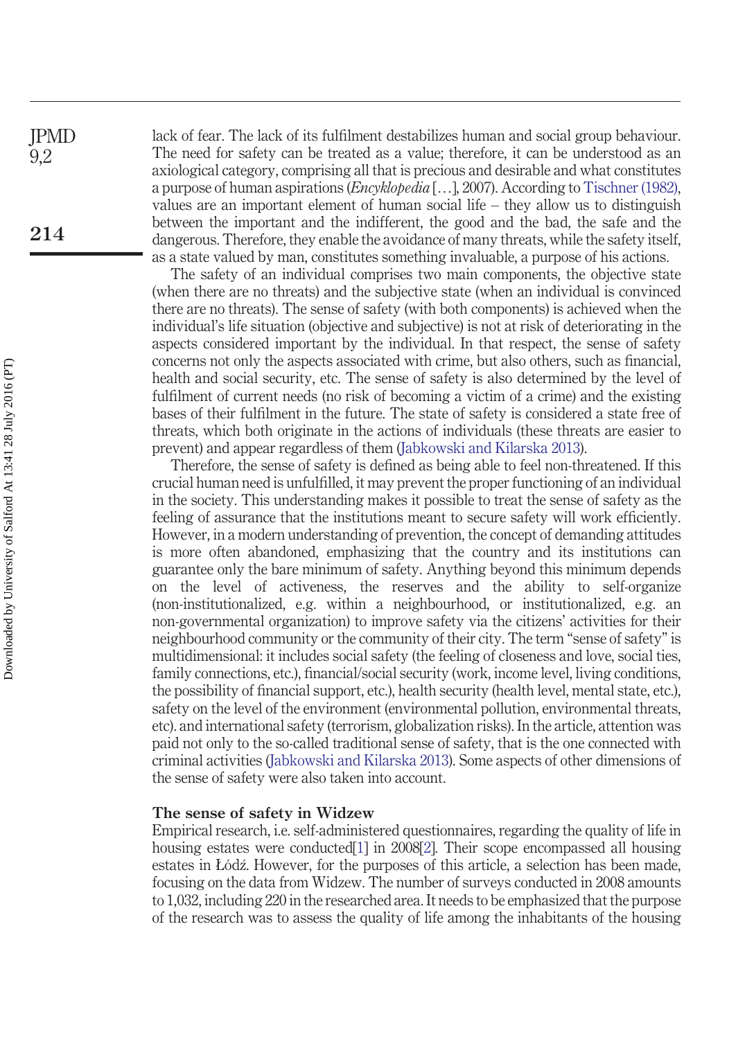lack of fear. The lack of its fulfilment destabilizes human and social group behaviour. The need for safety can be treated as a value; therefore, it can be understood as an axiological category, comprising all that is precious and desirable and what constitutes a purpose of human aspirations (*Encyklopedia* […], 2007). According to Tischner (1982), values are an important element of human social life – they allow us to distinguish between the important and the indifferent, the good and the bad, the safe and the dangerous. Therefore, they enable the avoidance of many threats, while the safety itself, as a state valued by man, constitutes something invaluable, a purpose of his actions.

The safety of an individual comprises two main components, the objective state (when there are no threats) and the subjective state (when an individual is convinced there are no threats). The sense of safety (with both components) is achieved when the individual's life situation (objective and subjective) is not at risk of deteriorating in the aspects considered important by the individual. In that respect, the sense of safety concerns not only the aspects associated with crime, but also others, such as financial, health and social security, etc. The sense of safety is also determined by the level of fulfilment of current needs (no risk of becoming a victim of a crime) and the existing bases of their fulfilment in the future. The state of safety is considered a state free of threats, which both originate in the actions of individuals (these threats are easier to prevent) and appear regardless of them (Jabkowski and Kilarska 2013).

Therefore, the sense of safety is defined as being able to feel non-threatened. If this crucial human need is unfulfilled, it may prevent the proper functioning of an individual in the society. This understanding makes it possible to treat the sense of safety as the feeling of assurance that the institutions meant to secure safety will work efficiently. However, in a modern understanding of prevention, the concept of demanding attitudes is more often abandoned, emphasizing that the country and its institutions can guarantee only the bare minimum of safety. Anything beyond this minimum depends on the level of activeness, the reserves and the ability to self-organize (non-institutionalized, e.g. within a neighbourhood, or institutionalized, e.g. an non-governmental organization) to improve safety via the citizens' activities for their neighbourhood community or the community of their city. The term "sense of safety" is multidimensional: it includes social safety (the feeling of closeness and love, social ties, family connections, etc.), financial/social security (work, income level, living conditions, the possibility of financial support, etc.), health security (health level, mental state, etc.), safety on the level of the environment (environmental pollution, environmental threats, etc). and international safety (terrorism, globalization risks). In the article, attention was paid not only to the so-called traditional sense of safety, that is the one connected with criminal activities (Jabkowski and Kilarska 2013). Some aspects of other dimensions of the sense of safety were also taken into account.

## The sense of safety in Widzew

Empirical research, i.e. self-administered questionnaires, regarding the quality of life in housing estates were conducted[1] in 2008[2]. Their scope encompassed all housing estates in Łódź. However, for the purposes of this article, a selection has been made, focusing on the data from Widzew. The number of surveys conducted in 2008 amounts to 1,032, including 220 in the researched area. It needs to be emphasized that the purpose of the research was to assess the quality of life among the inhabitants of the housing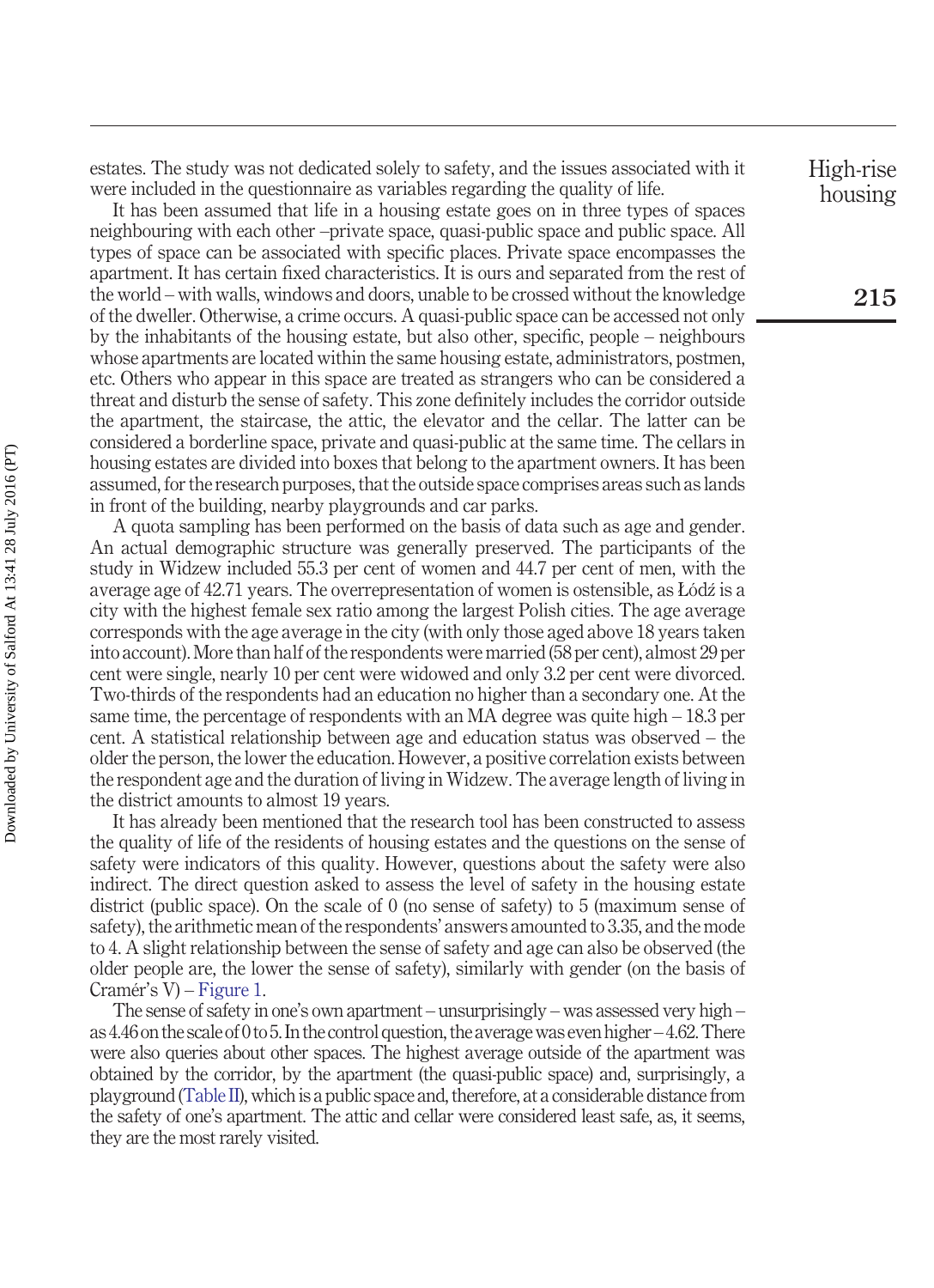estates. The study was not dedicated solely to safety, and the issues associated with it were included in the questionnaire as variables regarding the quality of life.

It has been assumed that life in a housing estate goes on in three types of spaces neighbouring with each other –private space, quasi-public space and public space. All types of space can be associated with specific places. Private space encompasses the apartment. It has certain fixed characteristics. It is ours and separated from the rest of the world – with walls, windows and doors, unable to be crossed without the knowledge of the dweller. Otherwise, a crime occurs. A quasi-public space can be accessed not only by the inhabitants of the housing estate, but also other, specific, people – neighbours whose apartments are located within the same housing estate, administrators, postmen, etc. Others who appear in this space are treated as strangers who can be considered a threat and disturb the sense of safety. This zone definitely includes the corridor outside the apartment, the staircase, the attic, the elevator and the cellar. The latter can be considered a borderline space, private and quasi-public at the same time. The cellars in housing estates are divided into boxes that belong to the apartment owners. It has been assumed, for the research purposes, that the outside space comprises areas such as lands in front of the building, nearby playgrounds and car parks.

A quota sampling has been performed on the basis of data such as age and gender. An actual demographic structure was generally preserved. The participants of the study in Widzew included 55.3 per cent of women and 44.7 per cent of men, with the average age of 42.71 years. The overrepresentation of women is ostensible, as Łódź is a city with the highest female sex ratio among the largest Polish cities. The age average corresponds with the age average in the city (with only those aged above 18 years taken into account). More than half of the respondents were married (58 per cent), almost 29 per cent were single, nearly 10 per cent were widowed and only 3.2 per cent were divorced. Two-thirds of the respondents had an education no higher than a secondary one. At the same time, the percentage of respondents with an MA degree was quite high – 18.3 per cent. A statistical relationship between age and education status was observed – the older the person, the lower the education. However, a positive correlation exists between the respondent age and the duration of living in Widzew. The average length of living in the district amounts to almost 19 years.

It has already been mentioned that the research tool has been constructed to assess the quality of life of the residents of housing estates and the questions on the sense of safety were indicators of this quality. However, questions about the safety were also indirect. The direct question asked to assess the level of safety in the housing estate district (public space). On the scale of 0 (no sense of safety) to 5 (maximum sense of safety), the arithmetic mean of the respondents' answers amounted to 3.35, and the mode to 4. A slight relationship between the sense of safety and age can also be observed (the older people are, the lower the sense of safety), similarly with gender (on the basis of Cramér's V) – Figure 1.

The sense of safety in one's own apartment – unsurprisingly – was assessed very high – as 4.46 on the scale of 0 to 5. In the control question, the average was even higher – 4.62. There were also queries about other spaces. The highest average outside of the apartment was obtained by the corridor, by the apartment (the quasi-public space) and, surprisingly, a playground (Table II), which is a public space and, therefore, at a considerable distance from the safety of one's apartment. The attic and cellar were considered least safe, as, it seems, they are the most rarely visited.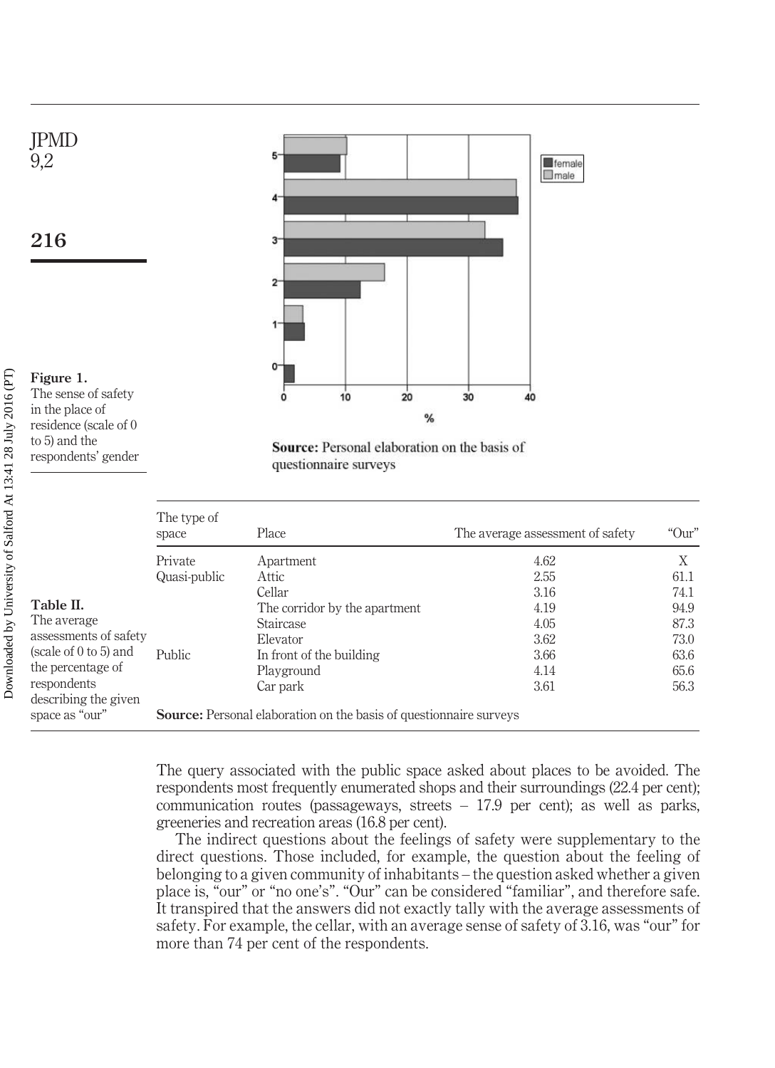Figure 1. The sense of safety in the place of residence (scale of 0 to 5) and the respondents' gender

**Source:** Personal elaboration on the basis of questionnaire surveys

Table II. The average assessments of safety (scale of 0 to 5) and the percentage of respondents describing the given space as "our"

| The type of space | Place | The average assessment of safety | "Our" |
|---|---|---|---|
| Private | Apartment | 4.62 | X |
| Quasi-public | Attic | 2.55 | 61.1 |
| | Cellar | 3.16 | 74.1 |
| | The corridor by the apartment | 4.19 | 94.9 |
| | Staircase | 4.05 | 87.3 |
| | Elevator | 3.62 | 73.0 |
| Public | In front of the building | 3.66 | 63.6 |
| | Playground | 4.14 | 65.6 |
| | Car park | 3.61 | 56.3 |

**Source:** Personal elaboration on the basis of questionnaire surveys

The query associated with the public space asked about places to be avoided. The respondents most frequently enumerated shops and their surroundings (22.4 per cent); communication routes (passageways, streets – 17.9 per cent); as well as parks, greeneries and recreation areas (16.8 per cent).

The indirect questions about the feelings of safety were supplementary to the direct questions. Those included, for example, the question about the feeling of belonging to a given community of inhabitants – the question asked whether a given place is, "our" or "no one's". "Our" can be considered "familiar", and therefore safe. It transpired that the answers did not exactly tally with the average assessments of safety. For example, the cellar, with an average sense of safety of 3.16, was "our" for more than 74 per cent of the respondents.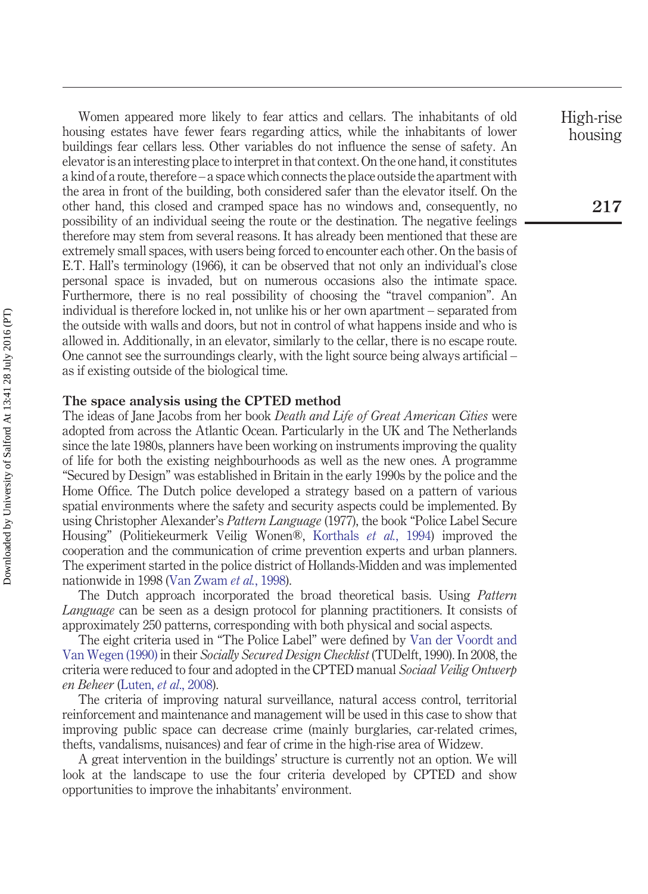Women appeared more likely to fear attics and cellars. The inhabitants of old housing estates have fewer fears regarding attics, while the inhabitants of lower buildings fear cellars less. Other variables do not influence the sense of safety. An elevator is an interesting place to interpret in that context. On the one hand, it constitutes a kind of a route, therefore – a space which connects the place outside the apartment with the area in front of the building, both considered safer than the elevator itself. On the other hand, this closed and cramped space has no windows and, consequently, no possibility of an individual seeing the route or the destination. The negative feelings therefore may stem from several reasons. It has already been mentioned that these are extremely small spaces, with users being forced to encounter each other. On the basis of E.T. Hall's terminology (1966), it can be observed that not only an individual's close personal space is invaded, but on numerous occasions also the intimate space. Furthermore, there is no real possibility of choosing the "travel companion". An individual is therefore locked in, not unlike his or her own apartment – separated from the outside with walls and doors, but not in control of what happens inside and who is allowed in. Additionally, in an elevator, similarly to the cellar, there is no escape route. One cannot see the surroundings clearly, with the light source being always artificial – as if existing outside of the biological time.

## The space analysis using the CPTED method

The ideas of Jane Jacobs from her book *Death and Life of Great American Cities* were adopted from across the Atlantic Ocean. Particularly in the UK and The Netherlands since the late 1980s, planners have been working on instruments improving the quality of life for both the existing neighbourhoods as well as the new ones. A programme "Secured by Design" was established in Britain in the early 1990s by the police and the Home Office. The Dutch police developed a strategy based on a pattern of various spatial environments where the safety and security aspects could be implemented. By using Christopher Alexander's *Pattern Language* (1977), the book "Police Label Secure Housing" (Politiekeurmerk Veilig Wonen®, Korthals *et al.*, 1994) improved the cooperation and the communication of crime prevention experts and urban planners. The experiment started in the police district of Hollands-Midden and was implemented nationwide in 1998 (Van Zwam *et al.*, 1998).

The Dutch approach incorporated the broad theoretical basis. Using *Pattern Language* can be seen as a design protocol for planning practitioners. It consists of approximately 250 patterns, corresponding with both physical and social aspects.

The eight criteria used in "The Police Label" were defined by Van der Voordt and Van Wegen (1990) in their *Socially Secured Design Checklist* (TUDelft, 1990). In 2008, the criteria were reduced to four and adopted in the CPTED manual *Sociaal Veilig Ontwerp en Beheer* (Luten, *et al*., 2008).

The criteria of improving natural surveillance, natural access control, territorial reinforcement and maintenance and management will be used in this case to show that improving public space can decrease crime (mainly burglaries, car-related crimes, thefts, vandalisms, nuisances) and fear of crime in the high-rise area of Widzew.

A great intervention in the buildings' structure is currently not an option. We will look at the landscape to use the four criteria developed by CPTED and show opportunities to improve the inhabitants' environment.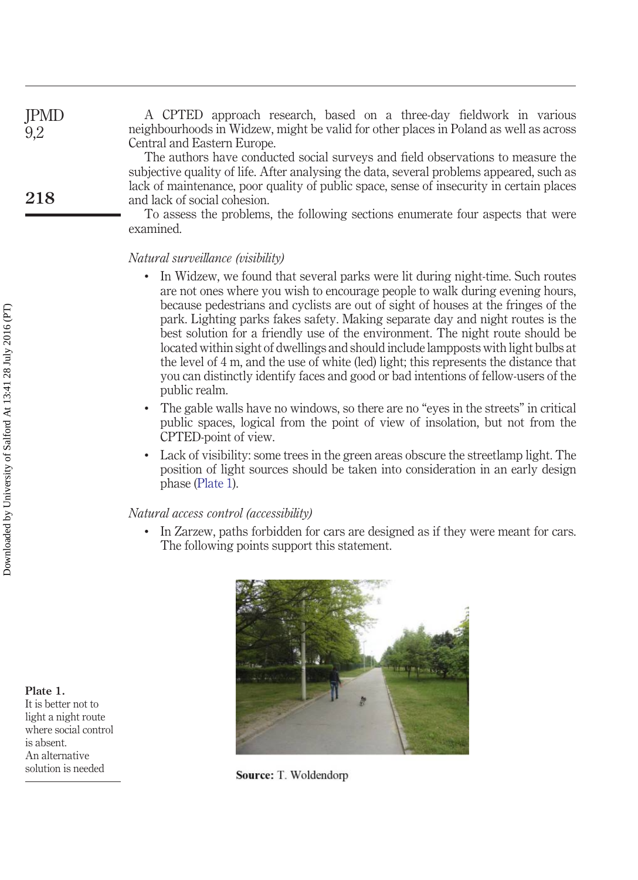A CPTED approach research, based on a three-day fieldwork in various neighbourhoods in Widzew, might be valid for other places in Poland as well as across Central and Eastern Europe.

The authors have conducted social surveys and field observations to measure the subjective quality of life. After analysing the data, several problems appeared, such as lack of maintenance, poor quality of public space, sense of insecurity in certain places and lack of social cohesion.

To assess the problems, the following sections enumerate four aspects that were examined.

*Natural surveillance (visibility)*

- In Widzew, we found that several parks were lit during night-time. Such routes are not ones where you wish to encourage people to walk during evening hours, because pedestrians and cyclists are out of sight of houses at the fringes of the park. Lighting parks fakes safety. Making separate day and night routes is the best solution for a friendly use of the environment. The night route should be located within sight of dwellings and should include lampposts with light bulbs at the level of 4 m, and the use of white (led) light; this represents the distance that you can distinctly identify faces and good or bad intentions of fellow-users of the public realm.
- The gable walls have no windows, so there are no "eyes in the streets" in critical public spaces, logical from the point of view of insolation, but not from the CPTED-point of view.
- Lack of visibility: some trees in the green areas obscure the streetlamp light. The position of light sources should be taken into consideration in an early design phase (Plate 1).

*Natural access control (accessibility)*

- In Zarzew, paths forbidden for cars are designed as if they were meant for cars. The following points support this statement.

**Plate 1.** It is better not to light a night route where social control is absent. An alternative solution is needed

**Source:** T. Woldendorp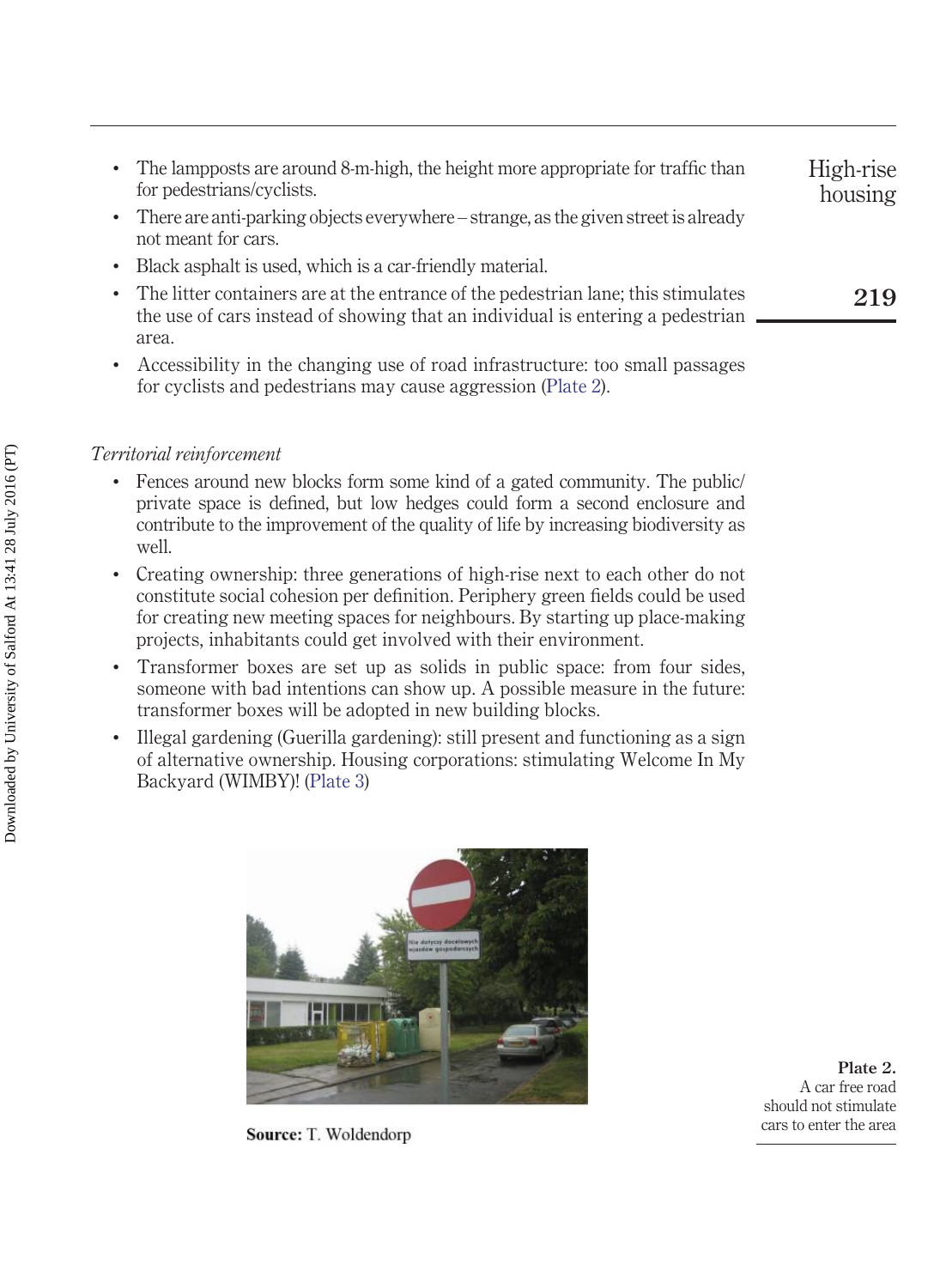- The lampposts are around 8-m-high, the height more appropriate for traffic than for pedestrians/cyclists.
- There are anti-parking objects everywhere – strange, as the given street is already not meant for cars.
- Black asphalt is used, which is a car-friendly material.
- The litter containers are at the entrance of the pedestrian lane; this stimulates the use of cars instead of showing that an individual is entering a pedestrian area.
- Accessibility in the changing use of road infrastructure: too small passages for cyclists and pedestrians may cause aggression (Plate 2).

*Territorial reinforcement*

- Fences around new blocks form some kind of a gated community. The public/private space is defined, but low hedges could form a second enclosure and contribute to the improvement of the quality of life by increasing biodiversity as well.
- Creating ownership: three generations of high-rise next to each other do not constitute social cohesion per definition. Periphery green fields could be used for creating new meeting spaces for neighbours. By starting up place-making projects, inhabitants could get involved with their environment.
- Transformer boxes are set up as solids in public space: from four sides, someone with bad intentions can show up. A possible measure in the future: transformer boxes will be adopted in new building blocks.
- Illegal gardening (Guerilla gardening): still present and functioning as a sign of alternative ownership. Housing corporations: stimulating Welcome In My Backyard (WIMBY)! (Plate 3)

**Source:** T. Woldendorp

**Plate 2.** A car free road should not stimulate cars to enter the area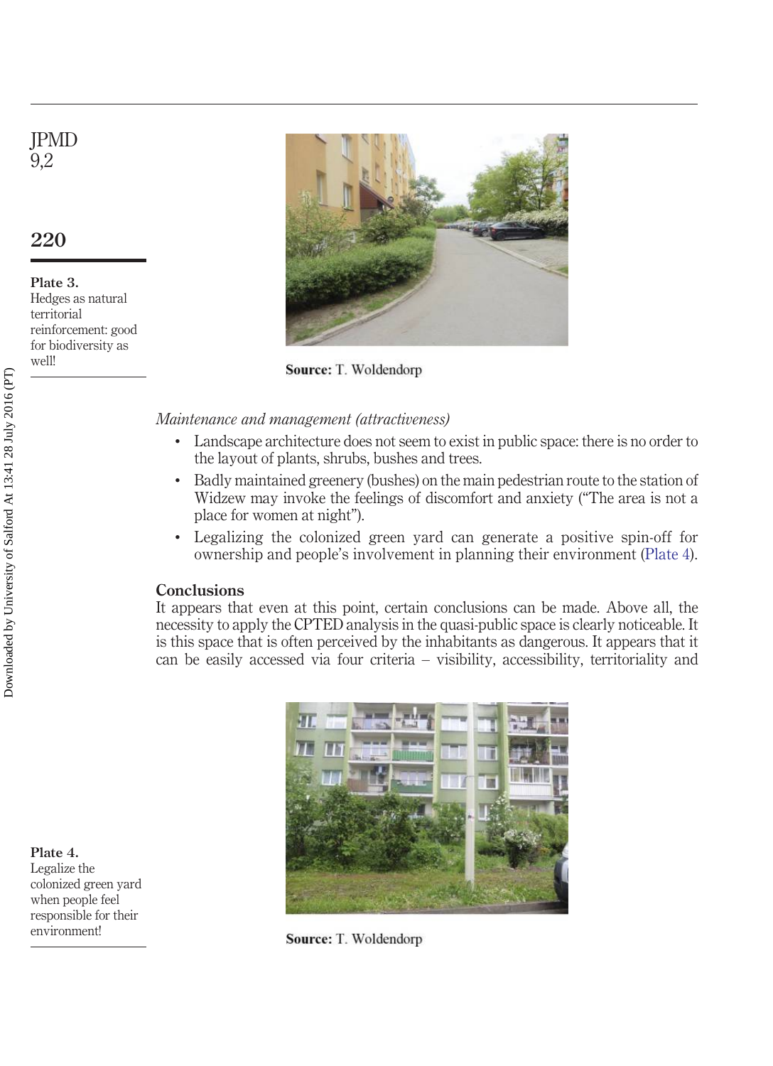Plate 3.
Hedges as natural territorial reinforcement: good for biodiversity as well!

**Source:** T. Woldendorp

*Maintenance and management (attractiveness)*

- Landscape architecture does not seem to exist in public space: there is no order to the layout of plants, shrubs, bushes and trees.
- Badly maintained greenery (bushes) on the main pedestrian route to the station of Widzew may invoke the feelings of discomfort and anxiety ("The area is not a place for women at night").
- Legalizing the colonized green yard can generate a positive spin-off for ownership and people's involvement in planning their environment (Plate 4).

## Conclusions

It appears that even at this point, certain conclusions can be made. Above all, the necessity to apply the CPTED analysis in the quasi-public space is clearly noticeable. It is this space that is often perceived by the inhabitants as dangerous. It appears that it can be easily accessed via four criteria – visibility, accessibility, territoriality and

Plate 4.
Legalize the colonized green yard when people feel responsible for their environment!

**Source:** T. Woldendorp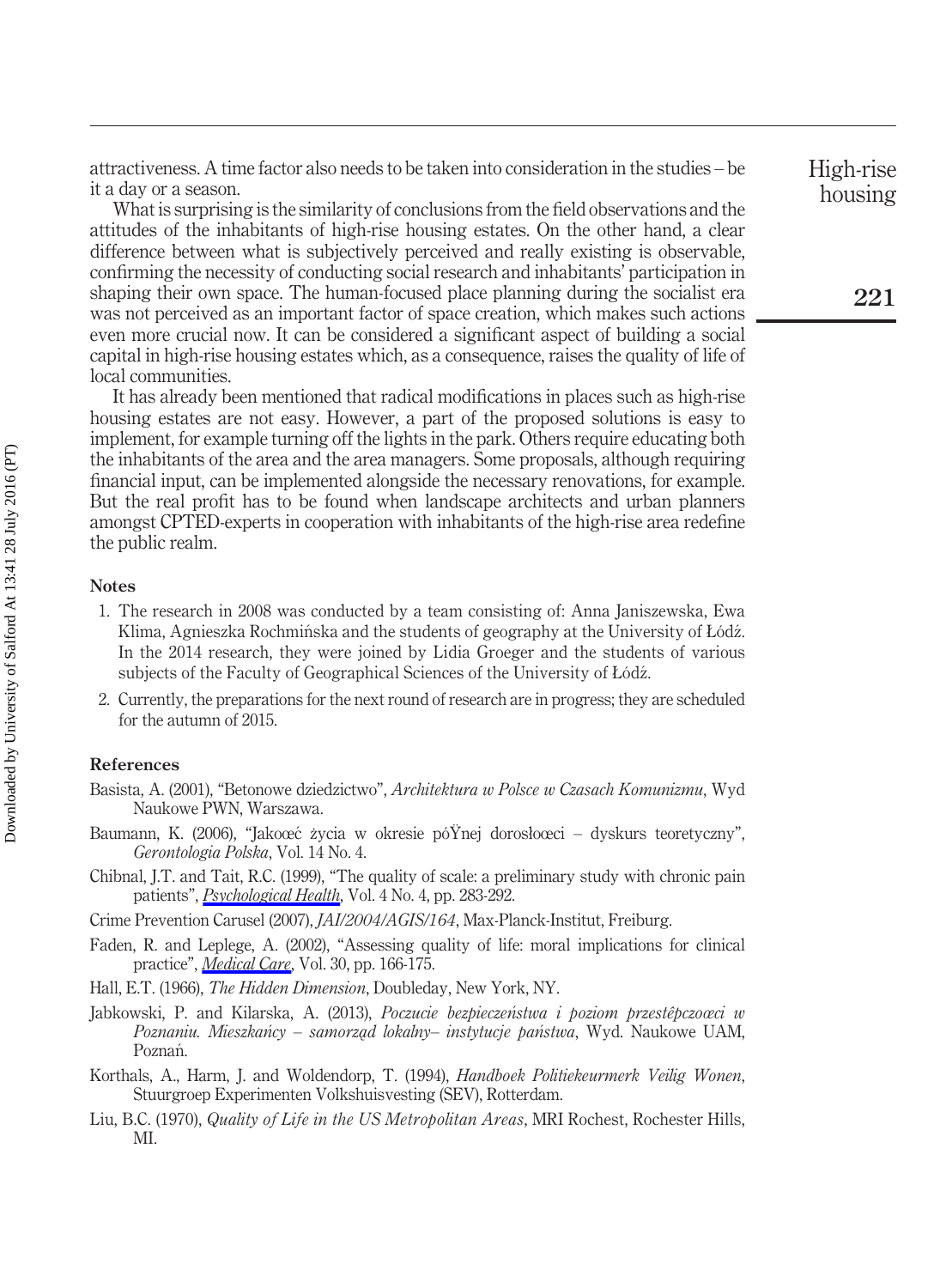attractiveness. A time factor also needs to be taken into consideration in the studies – be it a day or a season.

What is surprising is the similarity of conclusions from the field observations and the attitudes of the inhabitants of high-rise housing estates. On the other hand, a clear difference between what is subjectively perceived and really existing is observable, confirming the necessity of conducting social research and inhabitants' participation in shaping their own space. The human-focused place planning during the socialist era was not perceived as an important factor of space creation, which makes such actions even more crucial now. It can be considered a significant aspect of building a social capital in high-rise housing estates which, as a consequence, raises the quality of life of local communities.

It has already been mentioned that radical modifications in places such as high-rise housing estates are not easy. However, a part of the proposed solutions is easy to implement, for example turning off the lights in the park. Others require educating both the inhabitants of the area and the area managers. Some proposals, although requiring financial input, can be implemented alongside the necessary renovations, for example. But the real profit has to be found when landscape architects and urban planners amongst CPTED-experts in cooperation with inhabitants of the high-rise area redefine the public realm.

### Notes

1. The research in 2008 was conducted by a team consisting of: Anna Janiszewska, Ewa Klima, Agnieszka Rochmińska and the students of geography at the University of Łódź. In the 2014 research, they were joined by Lidia Groeger and the students of various subjects of the Faculty of Geographical Sciences of the University of Łódź.
2. Currently, the preparations for the next round of research are in progress; they are scheduled for the autumn of 2015.

### References

Basista, A. (2001), "Betonowe dziedzictwo", *Architektura w Polsce w Czasach Komunizmu*, Wyd Naukowe PWN, Warszawa.

Baumann, K. (2006), "Jakoœć życia w okresie póŸnej dorosłoœci – dyskurs teoretyczny", *Gerontologia Polska*, Vol. 14 No. 4.

Chibnal, J.T. and Tait, R.C. (1999), "The quality of scale: a preliminary study with chronic pain patients", *Psychological Health*, Vol. 4 No. 4, pp. 283-292.

Crime Prevention Carusel (2007), *JAI/2004/AGIS/164*, Max-Planck-Institut, Freiburg.

Faden, R. and Leplege, A. (2002), "Assessing quality of life: moral implications for clinical practice", *Medical Care*, Vol. 30, pp. 166-175.

Hall, E.T. (1966), *The Hidden Dimension*, Doubleday, New York, NY.

Jabkowski, P. and Kilarska, A. (2013), *Poczucie bezpieczeństwa i poziom przestêpczoœci w Poznaniu. Mieszkańcy – samorząd lokalny– instytucje państwa*, Wyd. Naukowe UAM, Poznań.

Korthals, A., Harm, J. and Woldendorp, T. (1994), *Handboek Politiekeurmerk Veilig Wonen*, Stuurgroep Experimenten Volkshuisvesting (SEV), Rotterdam.

Liu, B.C. (1970), *Quality of Life in the US Metropolitan Areas*, MRI Rochest, Rochester Hills, MI.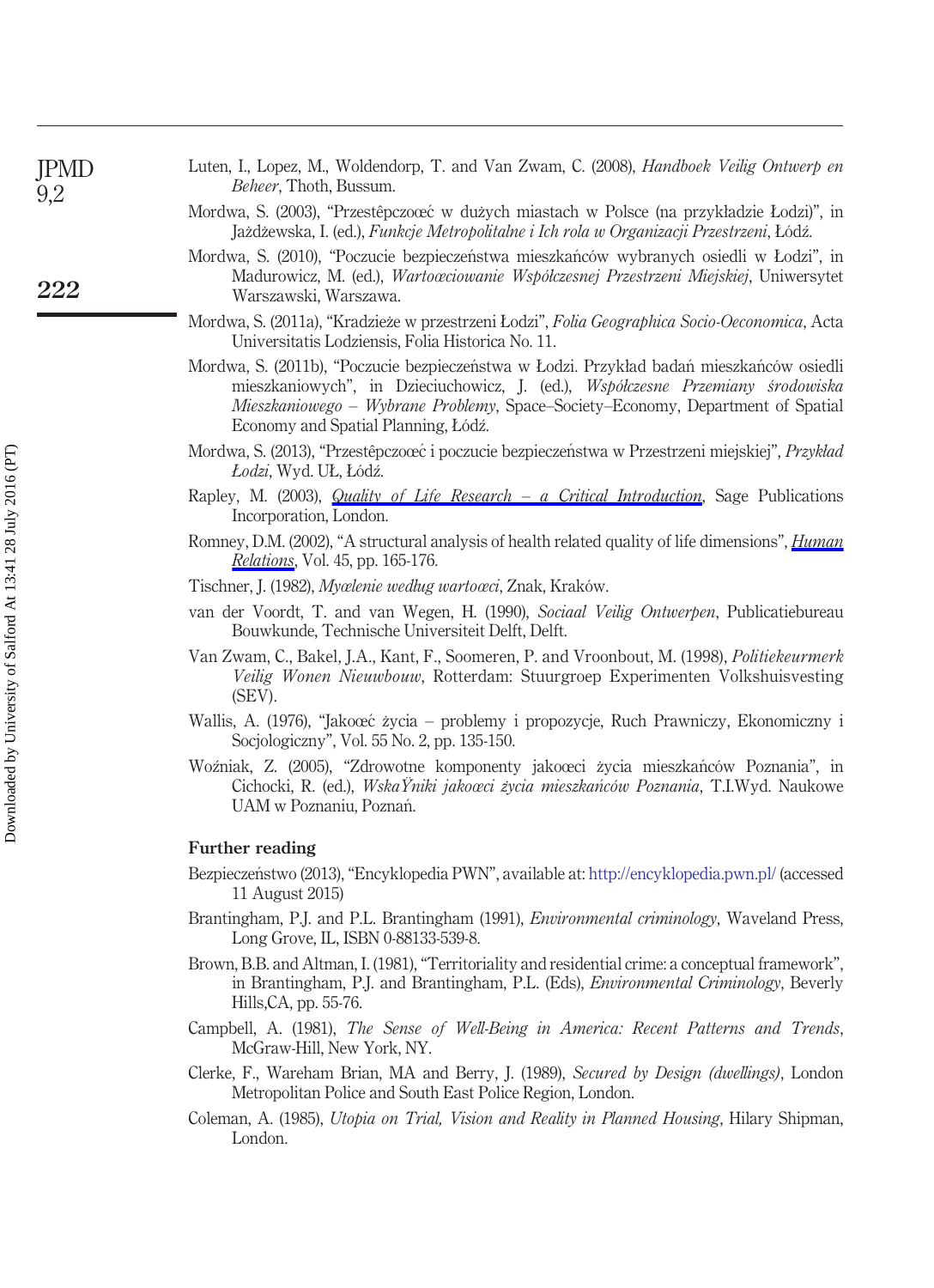Luten, I., Lopez, M., Woldendorp, T. and Van Zwam, C. (2008), *Handboek Veilig Ontwerp en Beheer*, Thoth, Bussum.

Mordwa, S. (2003), "Przestêpczoœæ w du*ż*ych miastach w Polsce (na przykładzie Łodzi)", in Jażdżewska, I. (ed.), *Funkcje Metropolitalne i Ich rola w Organizacji Przestrzeni*, Łódź.

Mordwa, S. (2010), "Poczucie bezpieczeństwa mieszkańców wybranych osiedli w Łodzi", in Madurowicz, M. (ed.), *Wartoœciowanie Współczesnej Przestrzeni Miejskiej*, Uniwersytet Warszawski, Warszawa.

Mordwa, S. (2011a), "Kradzieże w przestrzeni Łodzi", *Folia Geographica Socio-Oeconomica*, Acta Universitatis Lodziensis, Folia Historica No. 11.

Mordwa, S. (2011b), "Poczucie bezpieczeństwa w Łodzi. Przykład badań mieszkańców osiedli mieszkaniowych", in Dzieciuchowicz, J. (ed.), *Współczesne Przemiany środowiska Mieszkaniowego – Wybrane Problemy*, Space–Society–Economy, Department of Spatial Economy and Spatial Planning, Łódź.

Mordwa, S. (2013), "Przestêpczoœæ i poczucie bezpieczeństwa w Przestrzeni miejskiej", *Przykład Łodzi*, Wyd. UŁ, Łódź.

Rapley, M. (2003), *Quality of Life Research – a Critical Introduction*, Sage Publications Incorporation, London.

Romney, D.M. (2002), "A structural analysis of health related quality of life dimensions", *Human Relations*, Vol. 45, pp. 165-176.

Tischner, J. (1982), *Myœlenie według wartoœci*, Znak, Kraków.

van der Voordt, T. and van Wegen, H. (1990), *Sociaal Veilig Ontwerpen*, Publicatiebureau Bouwkunde, Technische Universiteit Delft, Delft.

Van Zwam, C., Bakel, J.A., Kant, F., Soomeren, P. and Vroonbout, M. (1998), *Politiekeurmerk Veilig Wonen Nieuwbouw*, Rotterdam: Stuurgroep Experimenten Volkshuisvesting (SEV).

Wallis, A. (1976), "Jakoœæ życia – problemy i propozycje, Ruch Prawniczy, Ekonomiczny i Socjologiczny", Vol. 55 No. 2, pp. 135-150.

Woźniak, Z. (2005), "Zdrowotne komponenty jakoœci życia mieszkańców Poznania", in Cichocki, R. (ed.), *WskaŸniki jakoœci życia mieszkańców Poznania*, T.I.Wyd. Naukowe UAM w Poznaniu, Poznań.

## Further reading

Bezpieczeństwo (2013), "Encyklopedia PWN", available at: http://encyklopedia.pwn.pl/ (accessed 11 August 2015)

Brantingham, P.J. and P.L. Brantingham (1991), *Environmental criminology*, Waveland Press, Long Grove, IL, ISBN 0-88133-539-8.

Brown, B.B. and Altman, I. (1981), "Territoriality and residential crime: a conceptual framework", in Brantingham, P.J. and Brantingham, P.L. (Eds), *Environmental Criminology*, Beverly Hills,CA, pp. 55-76.

Campbell, A. (1981), *The Sense of Well-Being in America: Recent Patterns and Trends*, McGraw-Hill, New York, NY.

Clerke, F., Wareham Brian, MA and Berry, J. (1989), *Secured by Design (dwellings)*, London Metropolitan Police and South East Police Region, London.

Coleman, A. (1985), *Utopia on Trial, Vision and Reality in Planned Housing*, Hilary Shipman, London.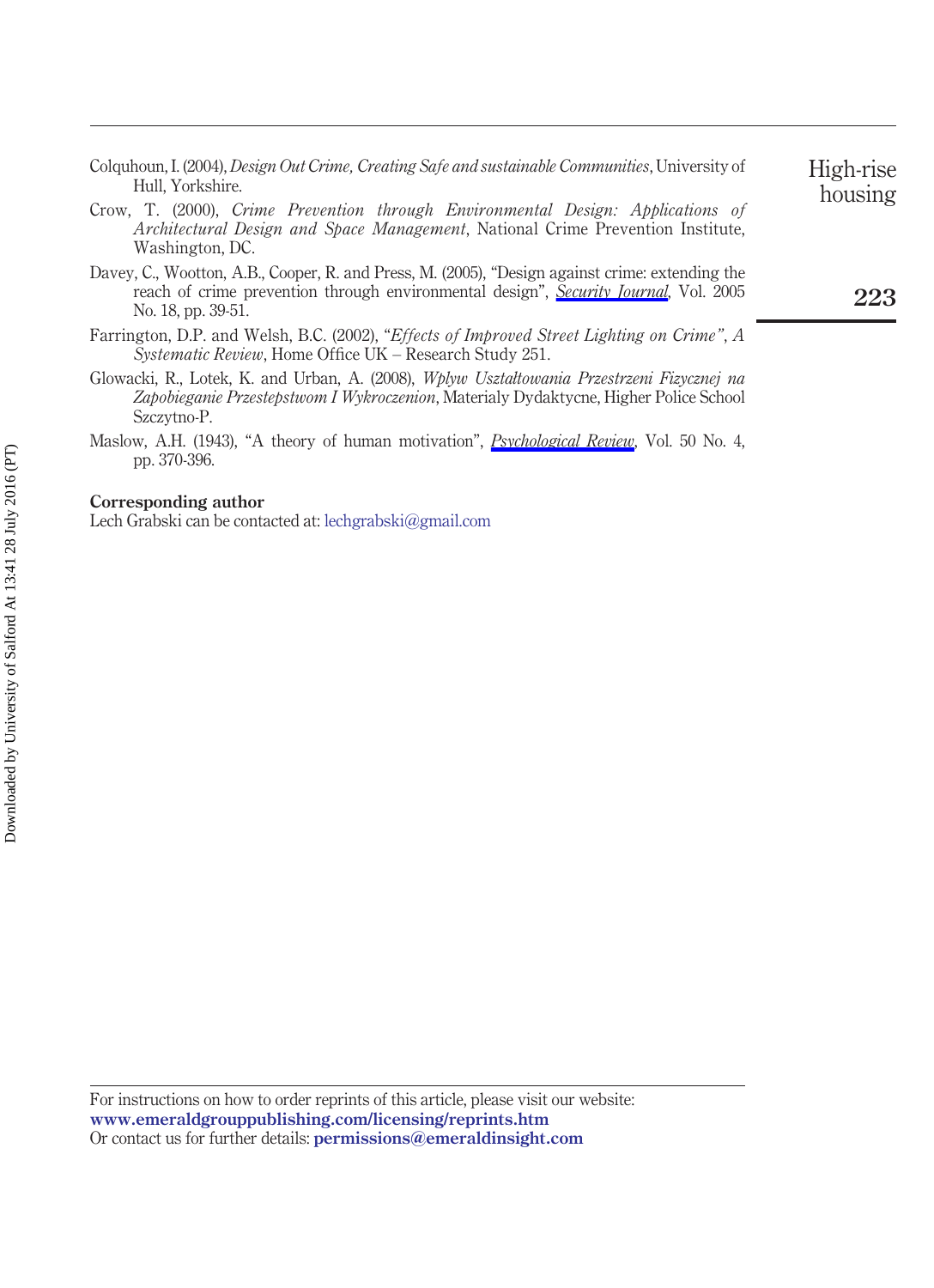Colquhoun, I. (2004), *Design Out Crime, Creating Safe and sustainable Communities*, University of Hull, Yorkshire.

Crow, T. (2000), *Crime Prevention through Environmental Design: Applications of Architectural Design and Space Management*, National Crime Prevention Institute, Washington, DC.

Davey, C., Wootton, A.B., Cooper, R. and Press, M. (2005), "Design against crime: extending the reach of crime prevention through environmental design", *Security Journal*, Vol. 2005 No. 18, pp. 39-51.

Farrington, D.P. and Welsh, B.C. (2002), "*Effects of Improved Street Lighting on Crime"*, *A Systematic Review*, Home Office UK – Research Study 251.

Glowacki, R., Lotek, K. and Urban, A. (2008), *Wpływ Uształtowania Przestrzeni Fizycznej na Zapobieganie Przestępstwom I Wykroczenion*, Materialy Dydaktycne, Higher Police School Szczytno-P.

Maslow, A.H. (1943), "A theory of human motivation", *Psychological Review*, Vol. 50 No. 4, pp. 370-396.

**Corresponding author**
Lech Grabski can be contacted at: lechgrabski@gmail.com

For instructions on how to order reprints of this article, please visit our website:
**www.emeraldgrouppublishing.com/licensing/reprints.htm**
Or contact us for further details: **permissions@emeraldinsight.com**